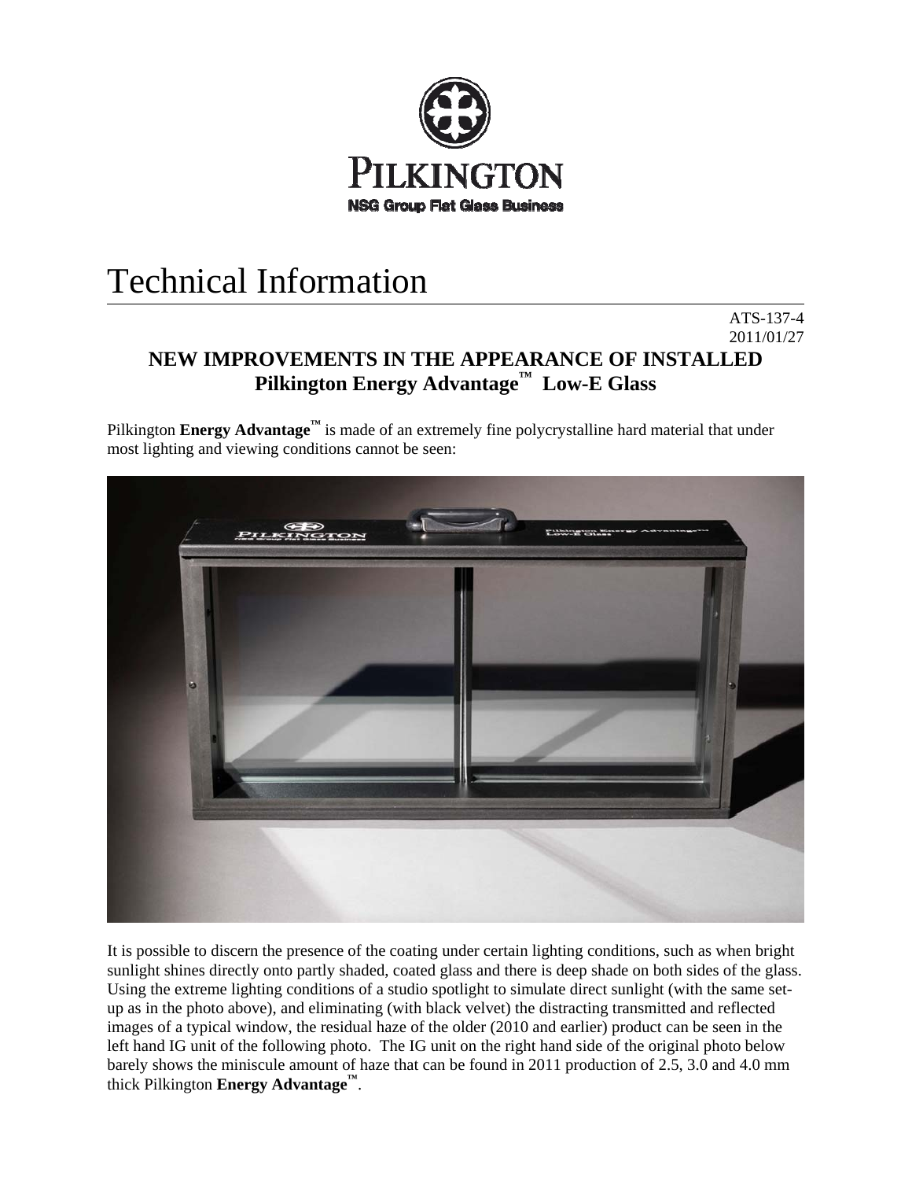PILKINGTON

NSG Group Flat Glass Business

# Technical Information

ATS-137-4
2011/01/27

## NEW IMPROVEMENTS IN THE APPEARANCE OF INSTALLED Pilkington Energy Advantage™ Low-E Glass

Pilkington **Energy Advantage™** is made of an extremely fine polycrystalline hard material that under most lighting and viewing conditions cannot be seen:

It is possible to discern the presence of the coating under certain lighting conditions, such as when bright sunlight shines directly onto partly shaded, coated glass and there is deep shade on both sides of the glass. Using the extreme lighting conditions of a studio spotlight to simulate direct sunlight (with the same set-up as in the photo above), and eliminating (with black velvet) the distracting transmitted and reflected images of a typical window, the residual haze of the older (2010 and earlier) product can be seen in the left hand IG unit of the following photo. The IG unit on the right hand side of the original photo below barely shows the miniscule amount of haze that can be found in 2011 production of 2.5, 3.0 and 4.0 mm thick Pilkington **Energy Advantage™**.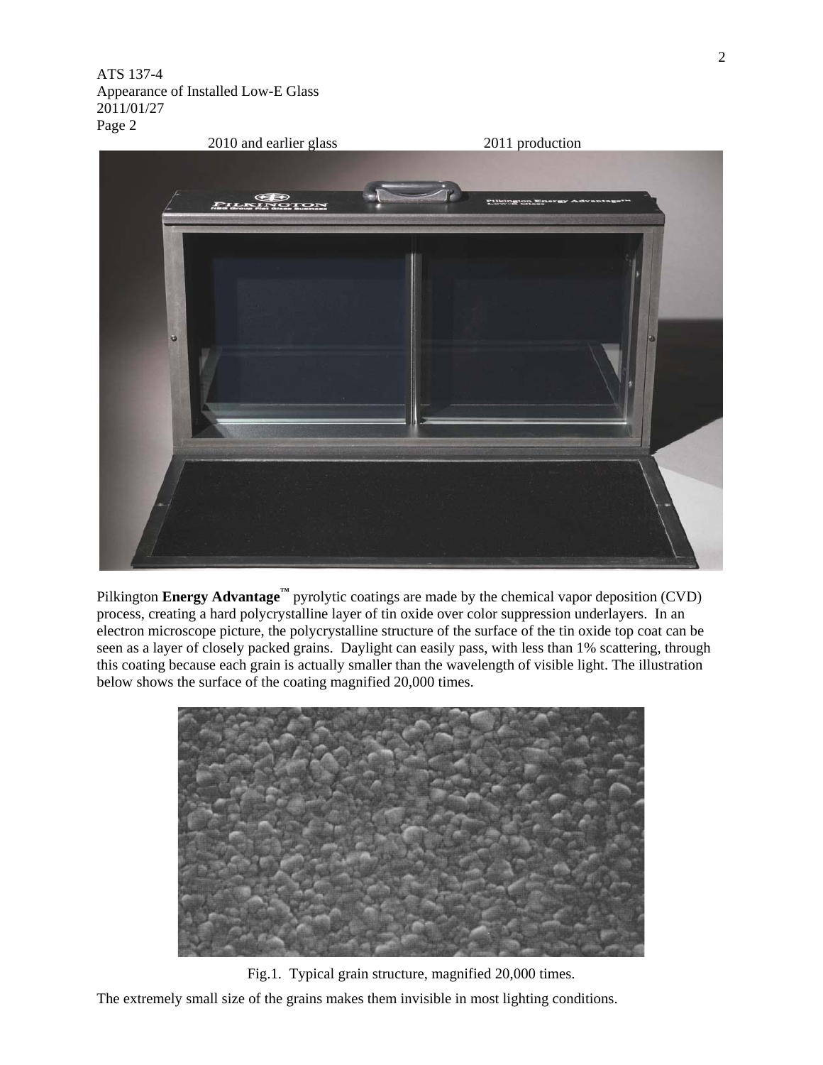2010 and earlier glass 2011 production

Pilkington **Energy Advantage**™ pyrolytic coatings are made by the chemical vapor deposition (CVD) process, creating a hard polycrystalline layer of tin oxide over color suppression underlayers. In an electron microscope picture, the polycrystalline structure of the surface of the tin oxide top coat can be seen as a layer of closely packed grains. Daylight can easily pass, with less than 1% scattering, through this coating because each grain is actually smaller than the wavelength of visible light. The illustration below shows the surface of the coating magnified 20,000 times.

Fig.1. Typical grain structure, magnified 20,000 times.

The extremely small size of the grains makes them invisible in most lighting conditions.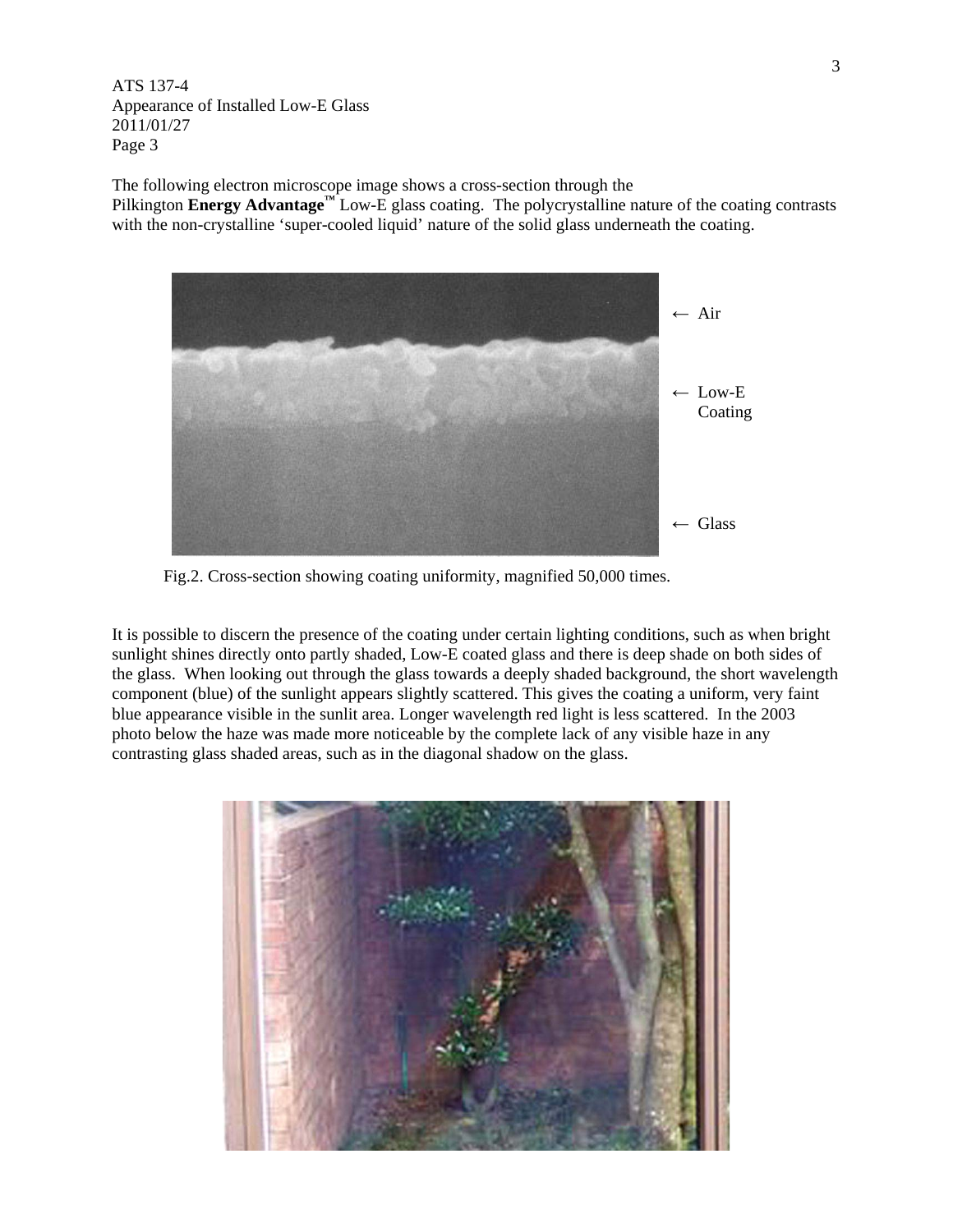The following electron microscope image shows a cross-section through the Pilkington **Energy Advantage™** Low-E glass coating. The polycrystalline nature of the coating contrasts with the non-crystalline 'super-cooled liquid' nature of the solid glass underneath the coating.

Fig.2. Cross-section showing coating uniformity, magnified 50,000 times.

It is possible to discern the presence of the coating under certain lighting conditions, such as when bright sunlight shines directly onto partly shaded, Low-E coated glass and there is deep shade on both sides of the glass. When looking out through the glass towards a deeply shaded background, the short wavelength component (blue) of the sunlight appears slightly scattered. This gives the coating a uniform, very faint blue appearance visible in the sunlit area. Longer wavelength red light is less scattered. In the 2003 photo below the haze was made more noticeable by the complete lack of any visible haze in any contrasting glass shaded areas, such as in the diagonal shadow on the glass.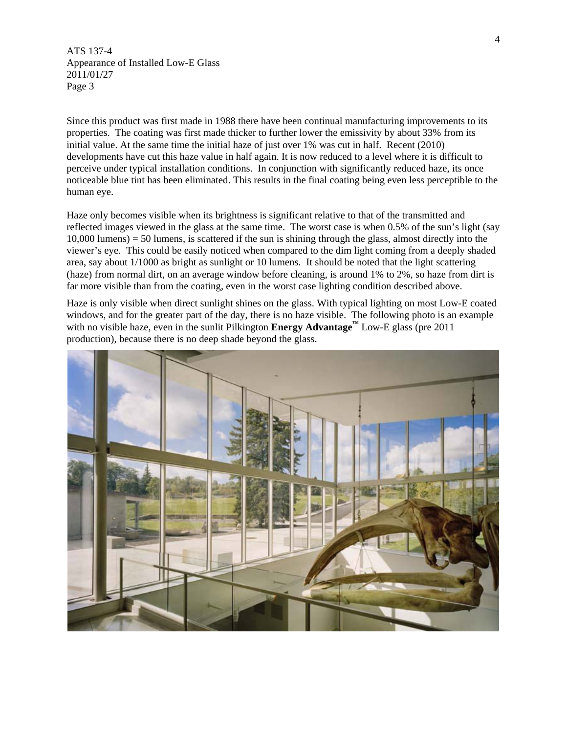Since this product was first made in 1988 there have been continual manufacturing improvements to its properties. The coating was first made thicker to further lower the emissivity by about 33% from its initial value. At the same time the initial haze of just over 1% was cut in half. Recent (2010) developments have cut this haze value in half again. It is now reduced to a level where it is difficult to perceive under typical installation conditions. In conjunction with significantly reduced haze, its once noticeable blue tint has been eliminated. This results in the final coating being even less perceptible to the human eye.

Haze only becomes visible when its brightness is significant relative to that of the transmitted and reflected images viewed in the glass at the same time. The worst case is when 0.5% of the sun's light (say 10,000 lumens) = 50 lumens, is scattered if the sun is shining through the glass, almost directly into the viewer's eye. This could be easily noticed when compared to the dim light coming from a deeply shaded area, say about 1/1000 as bright as sunlight or 10 lumens. It should be noted that the light scattering (haze) from normal dirt, on an average window before cleaning, is around 1% to 2%, so haze from dirt is far more visible than from the coating, even in the worst case lighting condition described above.

Haze is only visible when direct sunlight shines on the glass. With typical lighting on most Low-E coated windows, and for the greater part of the day, there is no haze visible. The following photo is an example with no visible haze, even in the sunlit Pilkington **Energy Advantage™** Low-E glass (pre 2011 production), because there is no deep shade beyond the glass.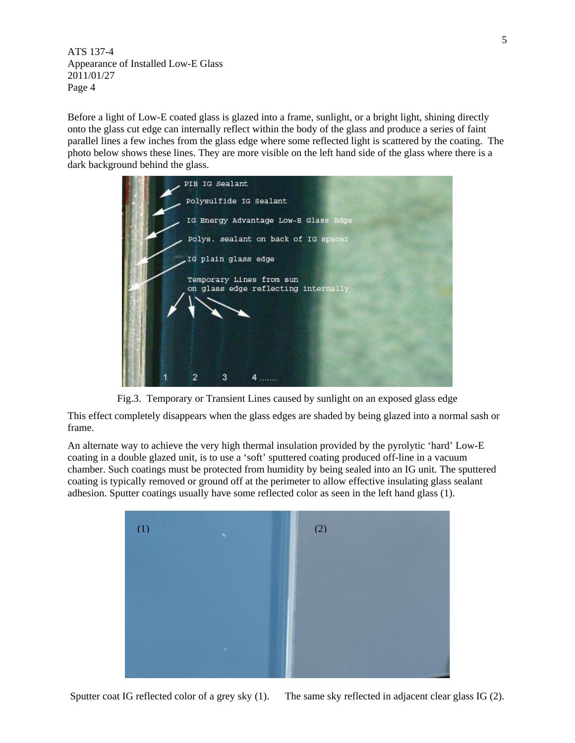ATS 137-4
Appearance of Installed Low-E Glass
2011/01/27
Page 4

Before a light of Low-E coated glass is glazed into a frame, sunlight, or a bright light, shining directly onto the glass cut edge can internally reflect within the body of the glass and produce a series of faint parallel lines a few inches from the glass edge where some reflected light is scattered by the coating. The photo below shows these lines. They are more visible on the left hand side of the glass where there is a dark background behind the glass.

Fig.3. Temporary or Transient Lines caused by sunlight on an exposed glass edge

This effect completely disappears when the glass edges are shaded by being glazed into a normal sash or frame.

An alternate way to achieve the very high thermal insulation provided by the pyrolytic 'hard' Low-E coating in a double glazed unit, is to use a 'soft' sputtered coating produced off-line in a vacuum chamber. Such coatings must be protected from humidity by being sealed into an IG unit. The sputtered coating is typically removed or ground off at the perimeter to allow effective insulating glass sealant adhesion. Sputter coatings usually have some reflected color as seen in the left hand glass (1).

Sputter coat IG reflected color of a grey sky (1). The same sky reflected in adjacent clear glass IG (2).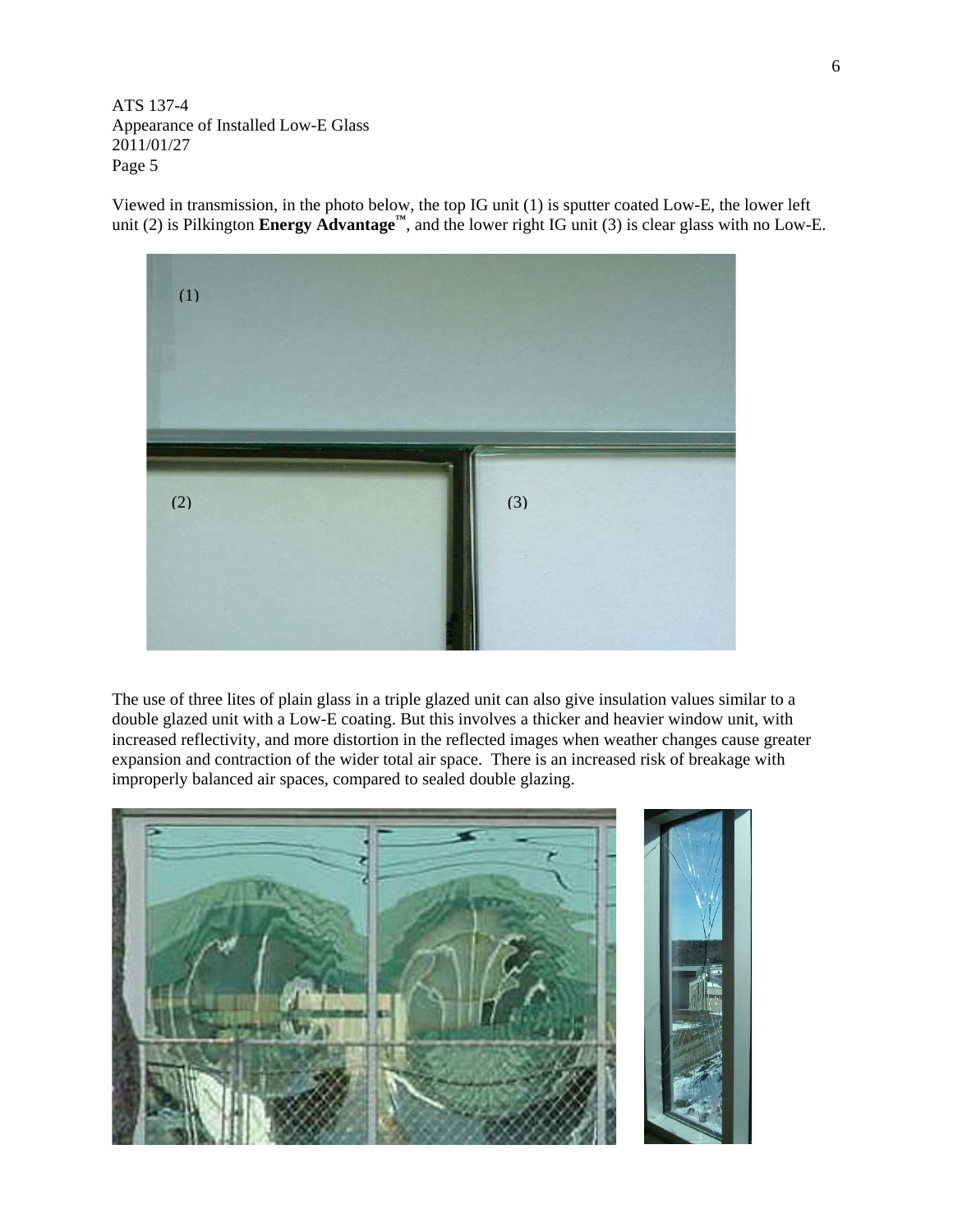ATS 137-4
Appearance of Installed Low-E Glass
2011/01/27
Page 5

Viewed in transmission, in the photo below, the top IG unit (1) is sputter coated Low-E, the lower left unit (2) is Pilkington **Energy Advantage**™, and the lower right IG unit (3) is clear glass with no Low-E.

The use of three lites of plain glass in a triple glazed unit can also give insulation values similar to a double glazed unit with a Low-E coating. But this involves a thicker and heavier window unit, with increased reflectivity, and more distortion in the reflected images when weather changes cause greater expansion and contraction of the wider total air space. There is an increased risk of breakage with improperly balanced air spaces, compared to sealed double glazing.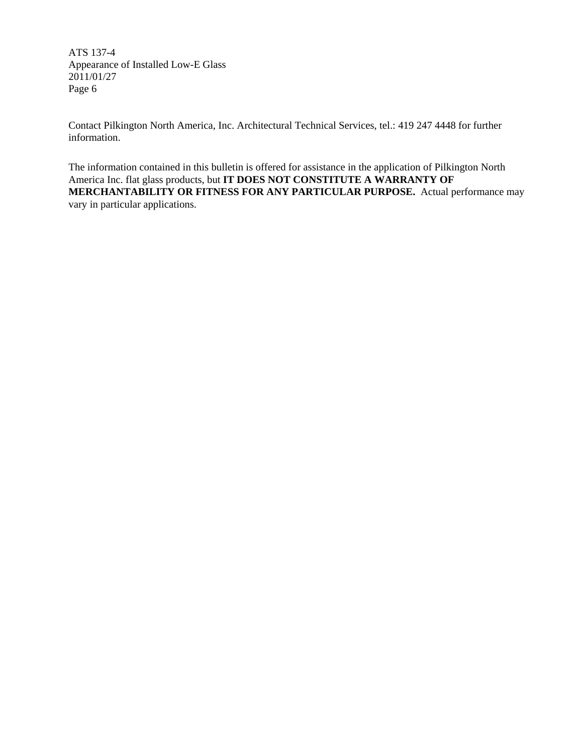Contact Pilkington North America, Inc. Architectural Technical Services, tel.: 419 247 4448 for further information.

The information contained in this bulletin is offered for assistance in the application of Pilkington North America Inc. flat glass products, but **IT DOES NOT CONSTITUTE A WARRANTY OF MERCHANTABILITY OR FITNESS FOR ANY PARTICULAR PURPOSE.** Actual performance may vary in particular applications.